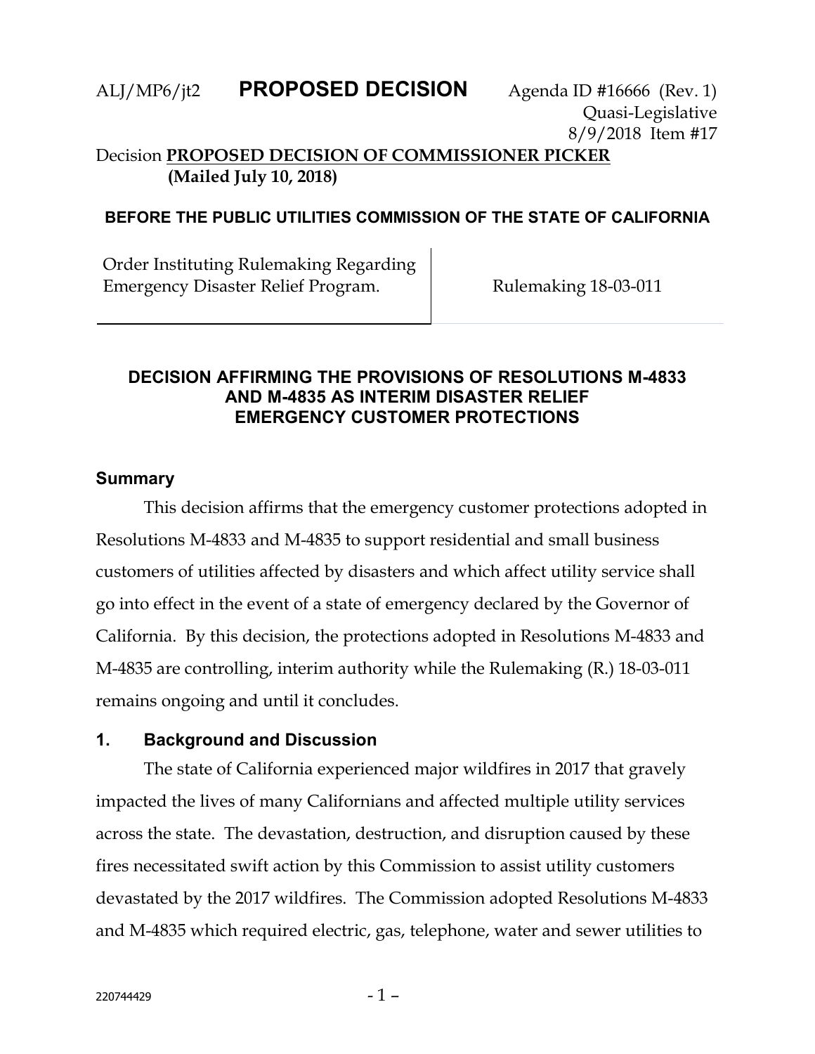ALJ/MP6/jt2 **PROPOSED DECISION** Agenda ID #16666 (Rev. 1)
Quasi-Legislative
8/9/2018 Item #17

Decision **PROPOSED DECISION OF COMMISSIONER PICKER**
**(Mailed July 10, 2018)**

**BEFORE THE PUBLIC UTILITIES COMMISSION OF THE STATE OF CALIFORNIA**

| Order Instituting Rulemaking Regarding Emergency Disaster Relief Program. | Rulemaking 18-03-011 |
|---|---|

## DECISION AFFIRMING THE PROVISIONS OF RESOLUTIONS M-4833 AND M-4835 AS INTERIM DISASTER RELIEF EMERGENCY CUSTOMER PROTECTIONS

### Summary

This decision affirms that the emergency customer protections adopted in Resolutions M-4833 and M-4835 to support residential and small business customers of utilities affected by disasters and which affect utility service shall go into effect in the event of a state of emergency declared by the Governor of California. By this decision, the protections adopted in Resolutions M-4833 and M-4835 are controlling, interim authority while the Rulemaking (R.) 18-03-011 remains ongoing and until it concludes.

### 1. Background and Discussion

The state of California experienced major wildfires in 2017 that gravely impacted the lives of many Californians and affected multiple utility services across the state. The devastation, destruction, and disruption caused by these fires necessitated swift action by this Commission to assist utility customers devastated by the 2017 wildfires. The Commission adopted Resolutions M-4833 and M-4835 which required electric, gas, telephone, water and sewer utilities to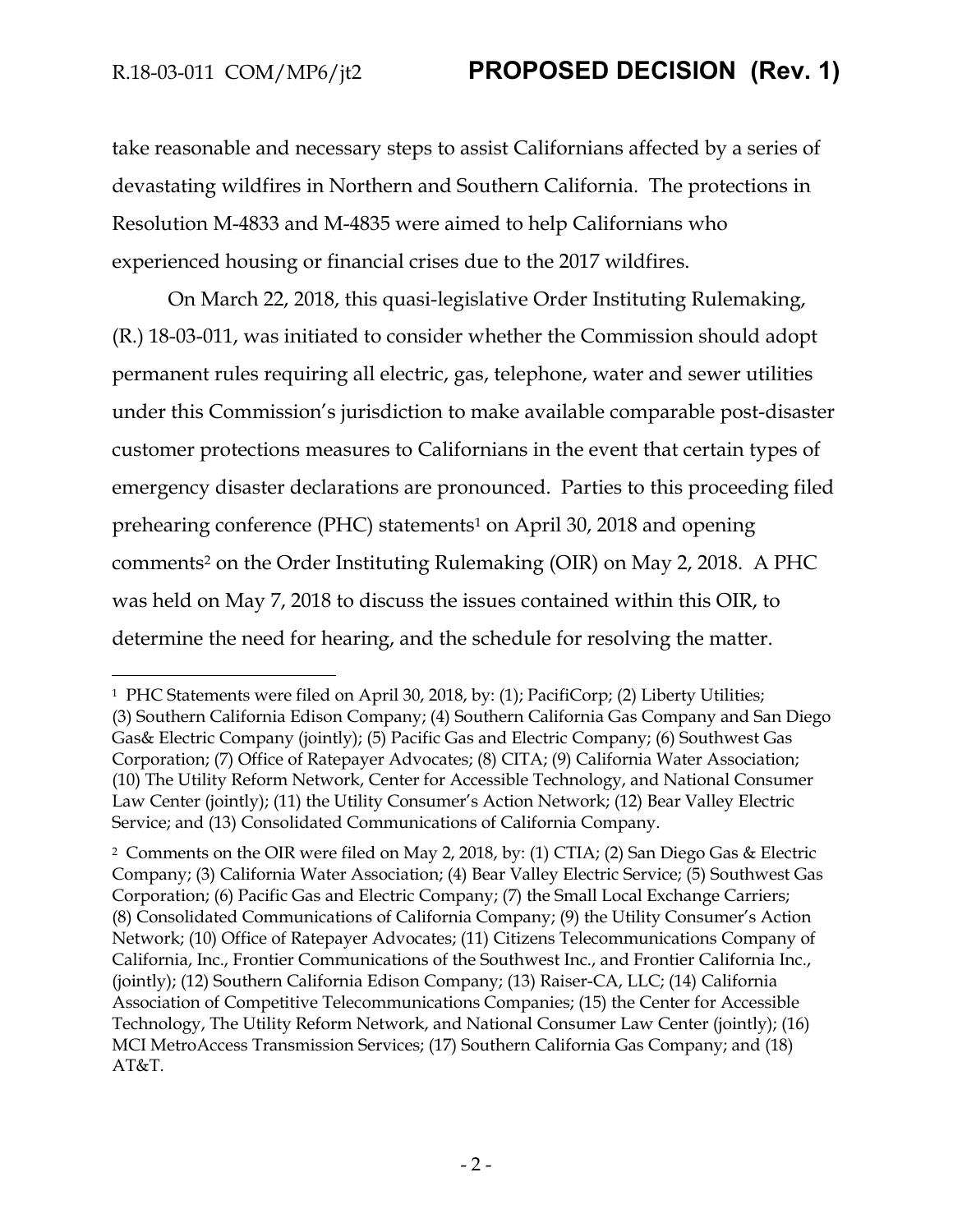take reasonable and necessary steps to assist Californians affected by a series of devastating wildfires in Northern and Southern California. The protections in Resolution M-4833 and M-4835 were aimed to help Californians who experienced housing or financial crises due to the 2017 wildfires.

On March 22, 2018, this quasi-legislative Order Instituting Rulemaking, (R.) 18-03-011, was initiated to consider whether the Commission should adopt permanent rules requiring all electric, gas, telephone, water and sewer utilities under this Commission's jurisdiction to make available comparable post-disaster customer protections measures to Californians in the event that certain types of emergency disaster declarations are pronounced. Parties to this proceeding filed prehearing conference (PHC) statements[1] on April 30, 2018 and opening comments[2] on the Order Instituting Rulemaking (OIR) on May 2, 2018. A PHC was held on May 7, 2018 to discuss the issues contained within this OIR, to determine the need for hearing, and the schedule for resolving the matter.

---

[1] PHC Statements were filed on April 30, 2018, by: (1); PacifiCorp; (2) Liberty Utilities; (3) Southern California Edison Company; (4) Southern California Gas Company and San Diego Gas& Electric Company (jointly); (5) Pacific Gas and Electric Company; (6) Southwest Gas Corporation; (7) Office of Ratepayer Advocates; (8) CITA; (9) California Water Association; (10) The Utility Reform Network, Center for Accessible Technology, and National Consumer Law Center (jointly); (11) the Utility Consumer's Action Network; (12) Bear Valley Electric Service; and (13) Consolidated Communications of California Company.

[2] Comments on the OIR were filed on May 2, 2018, by: (1) CTIA; (2) San Diego Gas & Electric Company; (3) California Water Association; (4) Bear Valley Electric Service; (5) Southwest Gas Corporation; (6) Pacific Gas and Electric Company; (7) the Small Local Exchange Carriers; (8) Consolidated Communications of California Company; (9) the Utility Consumer's Action Network; (10) Office of Ratepayer Advocates; (11) Citizens Telecommunications Company of California, Inc., Frontier Communications of the Southwest Inc., and Frontier California Inc., (jointly); (12) Southern California Edison Company; (13) Raiser-CA, LLC; (14) California Association of Competitive Telecommunications Companies; (15) the Center for Accessible Technology, The Utility Reform Network, and National Consumer Law Center (jointly); (16) MCI MetroAccess Transmission Services; (17) Southern California Gas Company; and (18) AT&T.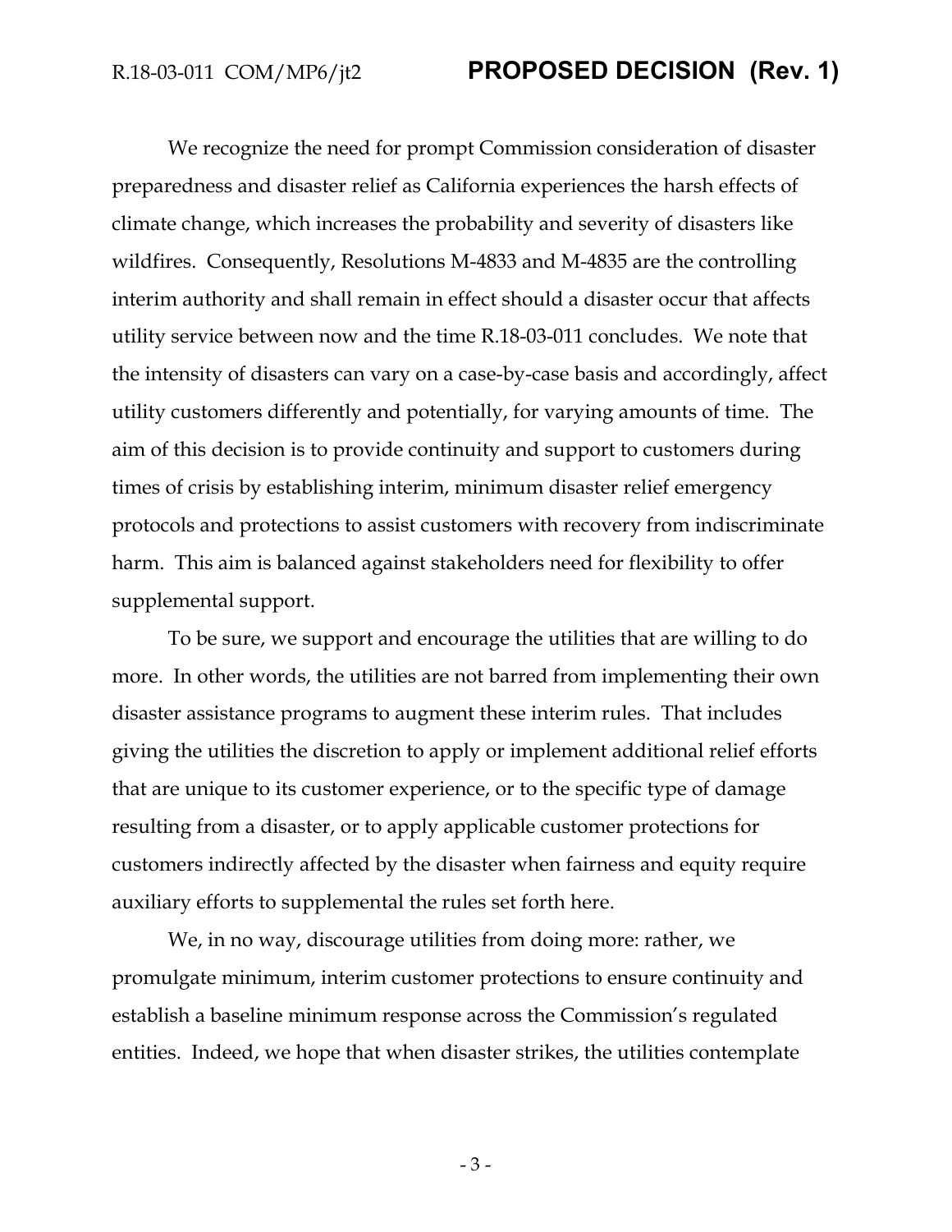We recognize the need for prompt Commission consideration of disaster preparedness and disaster relief as California experiences the harsh effects of climate change, which increases the probability and severity of disasters like wildfires. Consequently, Resolutions M-4833 and M-4835 are the controlling interim authority and shall remain in effect should a disaster occur that affects utility service between now and the time R.18-03-011 concludes. We note that the intensity of disasters can vary on a case-by-case basis and accordingly, affect utility customers differently and potentially, for varying amounts of time. The aim of this decision is to provide continuity and support to customers during times of crisis by establishing interim, minimum disaster relief emergency protocols and protections to assist customers with recovery from indiscriminate harm. This aim is balanced against stakeholders need for flexibility to offer supplemental support.

To be sure, we support and encourage the utilities that are willing to do more. In other words, the utilities are not barred from implementing their own disaster assistance programs to augment these interim rules. That includes giving the utilities the discretion to apply or implement additional relief efforts that are unique to its customer experience, or to the specific type of damage resulting from a disaster, or to apply applicable customer protections for customers indirectly affected by the disaster when fairness and equity require auxiliary efforts to supplemental the rules set forth here.

We, in no way, discourage utilities from doing more: rather, we promulgate minimum, interim customer protections to ensure continuity and establish a baseline minimum response across the Commission's regulated entities. Indeed, we hope that when disaster strikes, the utilities contemplate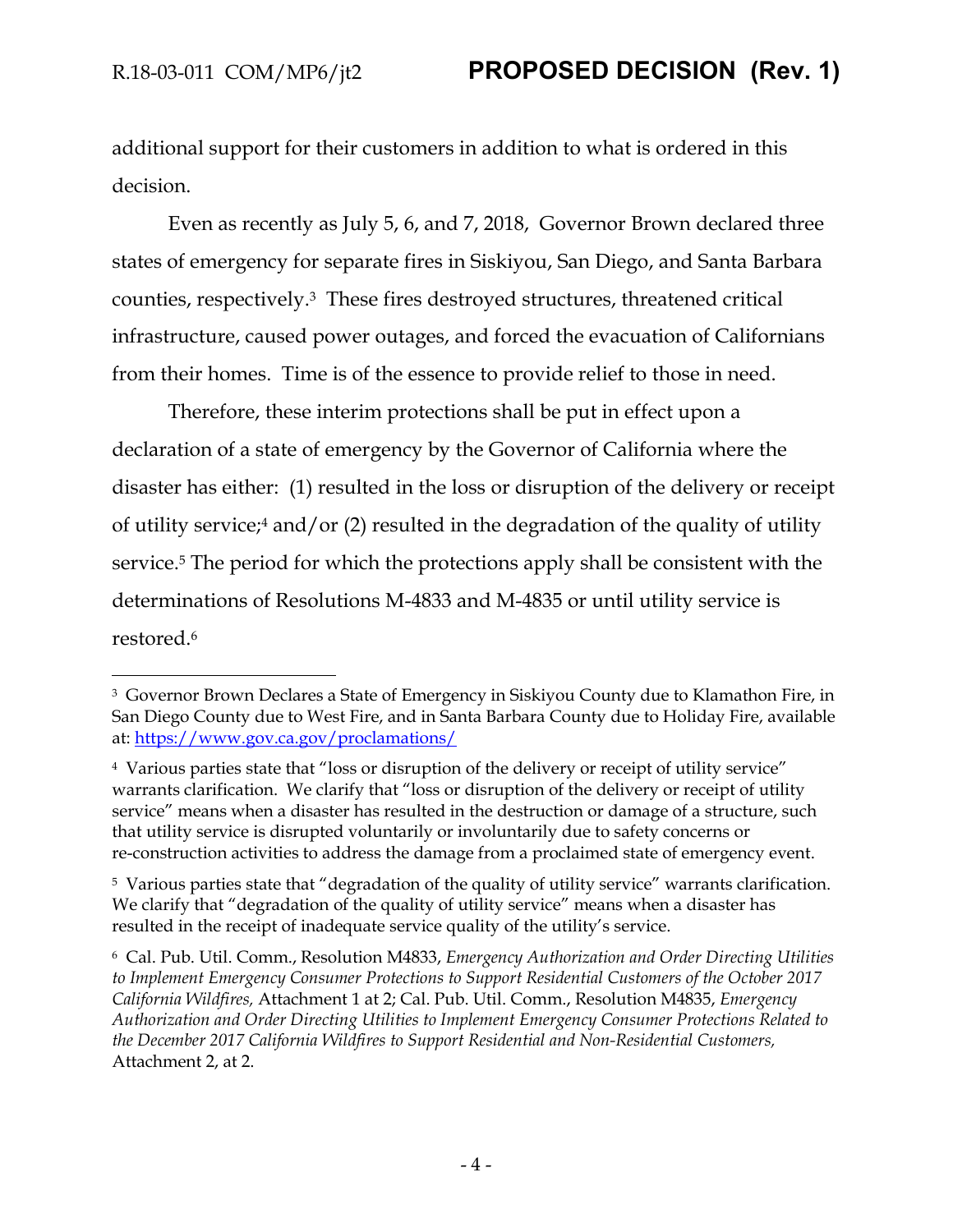additional support for their customers in addition to what is ordered in this decision.

Even as recently as July 5, 6, and 7, 2018, Governor Brown declared three states of emergency for separate fires in Siskiyou, San Diego, and Santa Barbara counties, respectively.[3] These fires destroyed structures, threatened critical infrastructure, caused power outages, and forced the evacuation of Californians from their homes. Time is of the essence to provide relief to those in need.

Therefore, these interim protections shall be put in effect upon a declaration of a state of emergency by the Governor of California where the disaster has either: (1) resulted in the loss or disruption of the delivery or receipt of utility service;[4] and/or (2) resulted in the degradation of the quality of utility service.[5] The period for which the protections apply shall be consistent with the determinations of Resolutions M-4833 and M-4835 or until utility service is restored.[6]

---

[3] Governor Brown Declares a State of Emergency in Siskiyou County due to Klamathon Fire, in San Diego County due to West Fire, and in Santa Barbara County due to Holiday Fire, available at: https://www.gov.ca.gov/proclamations/

[4] Various parties state that "loss or disruption of the delivery or receipt of utility service" warrants clarification. We clarify that "loss or disruption of the delivery or receipt of utility service" means when a disaster has resulted in the destruction or damage of a structure, such that utility service is disrupted voluntarily or involuntarily due to safety concerns or re-construction activities to address the damage from a proclaimed state of emergency event.

[5] Various parties state that "degradation of the quality of utility service" warrants clarification. We clarify that "degradation of the quality of utility service" means when a disaster has resulted in the receipt of inadequate service quality of the utility's service.

[6] Cal. Pub. Util. Comm., Resolution M4833, *Emergency Authorization and Order Directing Utilities to Implement Emergency Consumer Protections to Support Residential Customers of the October 2017 California Wildfires,* Attachment 1 at 2; Cal. Pub. Util. Comm., Resolution M4835, *Emergency Authorization and Order Directing Utilities to Implement Emergency Consumer Protections Related to the December 2017 California Wildfires to Support Residential and Non-Residential Customers,* Attachment 2, at 2.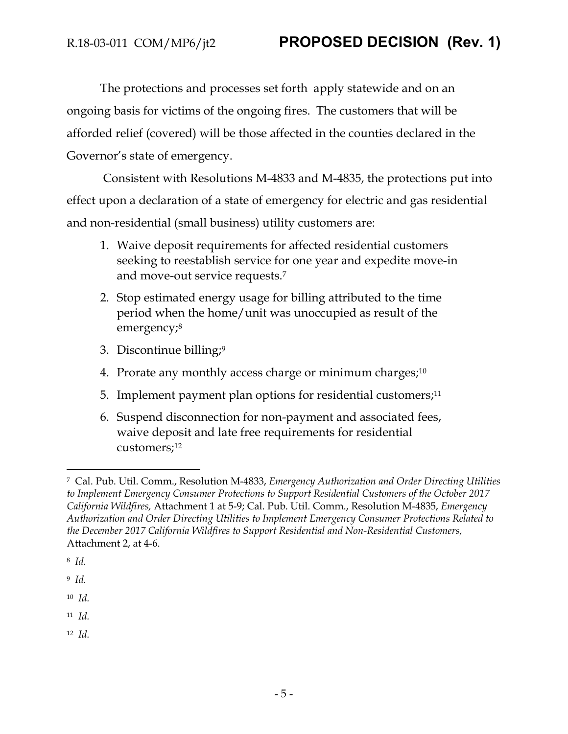The protections and processes set forth  apply statewide and on an ongoing basis for victims of the ongoing fires. The customers that will be afforded relief (covered) will be those affected in the counties declared in the Governor's state of emergency.

Consistent with Resolutions M-4833 and M-4835, the protections put into effect upon a declaration of a state of emergency for electric and gas residential and non-residential (small business) utility customers are:

1. Waive deposit requirements for affected residential customers seeking to reestablish service for one year and expedite move-in and move-out service requests.[7]
2. Stop estimated energy usage for billing attributed to the time period when the home/unit was unoccupied as result of the emergency;[8]
3. Discontinue billing;[9]
4. Prorate any monthly access charge or minimum charges;[10]
5. Implement payment plan options for residential customers;[11]
6. Suspend disconnection for non-payment and associated fees, waive deposit and late free requirements for residential customers;[12]

---

[7] Cal. Pub. Util. Comm., Resolution M-4833, *Emergency Authorization and Order Directing Utilities to Implement Emergency Consumer Protections to Support Residential Customers of the October 2017 California Wildfires,* Attachment 1 at 5-9; Cal. Pub. Util. Comm., Resolution M-4835, *Emergency Authorization and Order Directing Utilities to Implement Emergency Consumer Protections Related to the December 2017 California Wildfires to Support Residential and Non-Residential Customers,* Attachment 2, at 4-6.

[8] *Id.*

[9] *Id.*

[10] *Id.*

[11] *Id.*

[12] *Id.*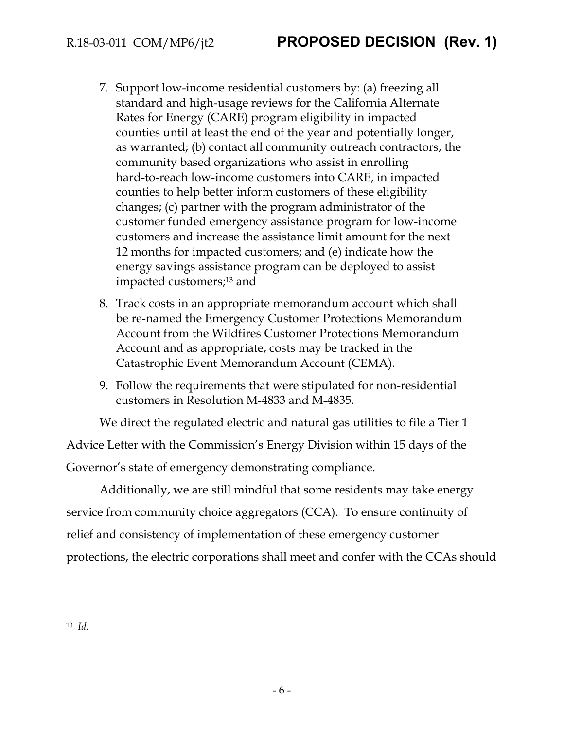7. Support low-income residential customers by: (a) freezing all standard and high-usage reviews for the California Alternate Rates for Energy (CARE) program eligibility in impacted counties until at least the end of the year and potentially longer, as warranted; (b) contact all community outreach contractors, the community based organizations who assist in enrolling hard-to-reach low-income customers into CARE, in impacted counties to help better inform customers of these eligibility changes; (c) partner with the program administrator of the customer funded emergency assistance program for low-income customers and increase the assistance limit amount for the next 12 months for impacted customers; and (e) indicate how the energy savings assistance program can be deployed to assist impacted customers;[13] and
8. Track costs in an appropriate memorandum account which shall be re-named the Emergency Customer Protections Memorandum Account from the Wildfires Customer Protections Memorandum Account and as appropriate, costs may be tracked in the Catastrophic Event Memorandum Account (CEMA).
9. Follow the requirements that were stipulated for non-residential customers in Resolution M-4833 and M-4835.

We direct the regulated electric and natural gas utilities to file a Tier 1 Advice Letter with the Commission's Energy Division within 15 days of the Governor's state of emergency demonstrating compliance.

Additionally, we are still mindful that some residents may take energy service from community choice aggregators (CCA). To ensure continuity of relief and consistency of implementation of these emergency customer protections, the electric corporations shall meet and confer with the CCAs should

[13] *Id.*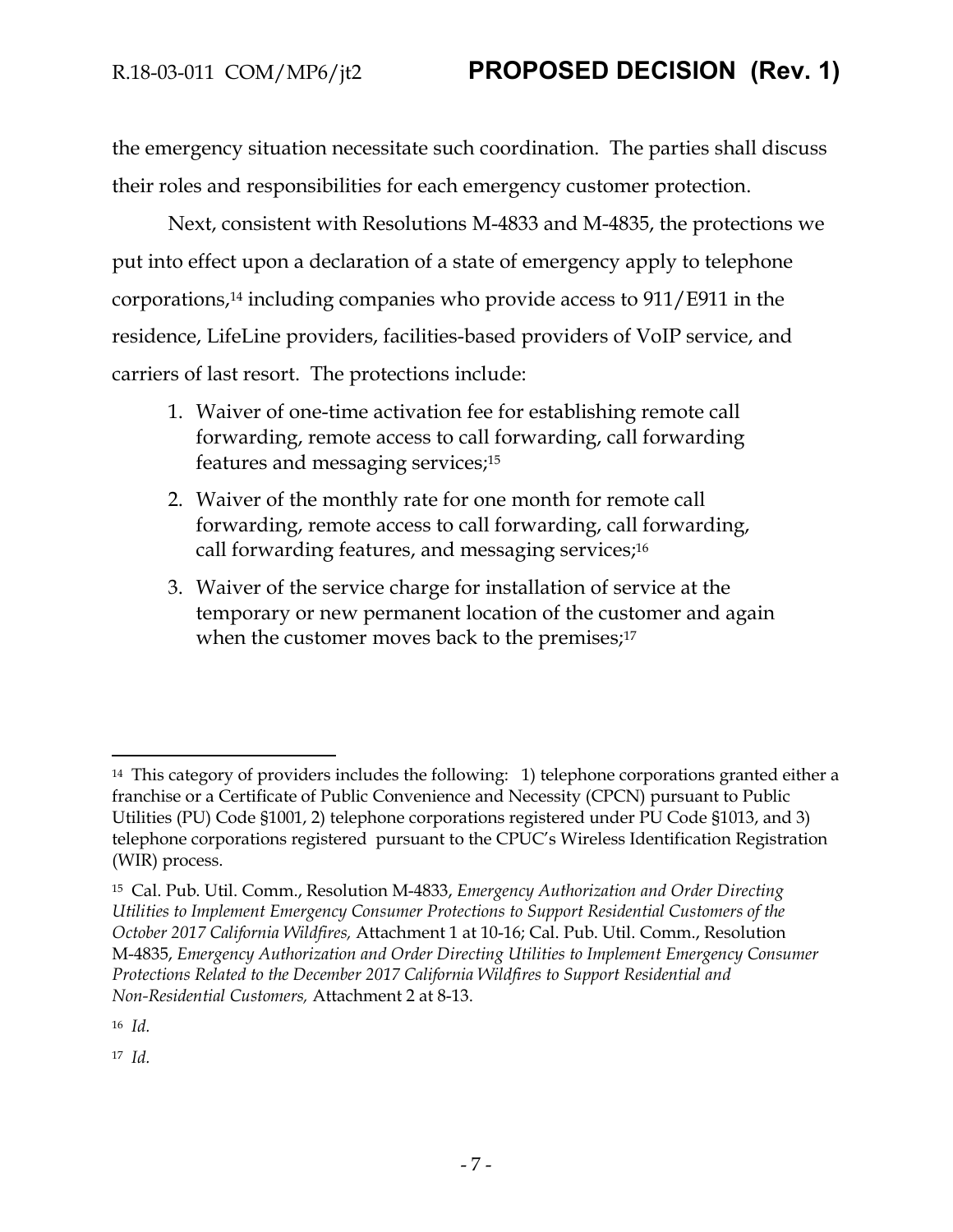the emergency situation necessitate such coordination. The parties shall discuss their roles and responsibilities for each emergency customer protection.

Next, consistent with Resolutions M-4833 and M-4835, the protections we put into effect upon a declaration of a state of emergency apply to telephone corporations,[14] including companies who provide access to 911/E911 in the residence, LifeLine providers, facilities-based providers of VoIP service, and carriers of last resort. The protections include:

1. Waiver of one-time activation fee for establishing remote call forwarding, remote access to call forwarding, call forwarding features and messaging services;[15]
2. Waiver of the monthly rate for one month for remote call forwarding, remote access to call forwarding, call forwarding, call forwarding features, and messaging services;[16]
3. Waiver of the service charge for installation of service at the temporary or new permanent location of the customer and again when the customer moves back to the premises;[17]

---

[14] This category of providers includes the following: 1) telephone corporations granted either a franchise or a Certificate of Public Convenience and Necessity (CPCN) pursuant to Public Utilities (PU) Code §1001, 2) telephone corporations registered under PU Code §1013, and 3) telephone corporations registered pursuant to the CPUC's Wireless Identification Registration (WIR) process.

[15] Cal. Pub. Util. Comm., Resolution M-4833, *Emergency Authorization and Order Directing Utilities to Implement Emergency Consumer Protections to Support Residential Customers of the October 2017 California Wildfires,* Attachment 1 at 10-16; Cal. Pub. Util. Comm., Resolution M-4835, *Emergency Authorization and Order Directing Utilities to Implement Emergency Consumer Protections Related to the December 2017 California Wildfires to Support Residential and Non-Residential Customers,* Attachment 2 at 8-13.

[16] *Id.*

[17] *Id.*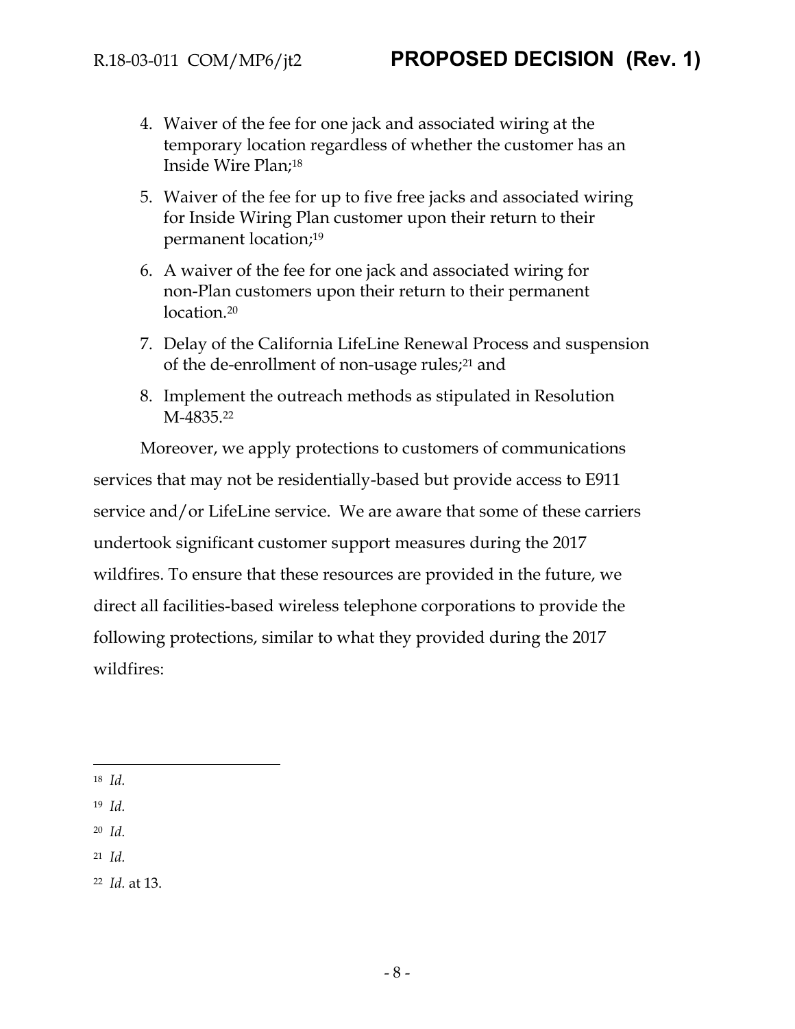4. Waiver of the fee for one jack and associated wiring at the temporary location regardless of whether the customer has an Inside Wire Plan;[18]
5. Waiver of the fee for up to five free jacks and associated wiring for Inside Wiring Plan customer upon their return to their permanent location;[19]
6. A waiver of the fee for one jack and associated wiring for non-Plan customers upon their return to their permanent location.[20]
7. Delay of the California LifeLine Renewal Process and suspension of the de-enrollment of non-usage rules;[21] and
8. Implement the outreach methods as stipulated in Resolution M-4835.[22]

Moreover, we apply protections to customers of communications services that may not be residentially-based but provide access to E911 service and/or LifeLine service. We are aware that some of these carriers undertook significant customer support measures during the 2017 wildfires. To ensure that these resources are provided in the future, we direct all facilities-based wireless telephone corporations to provide the following protections, similar to what they provided during the 2017 wildfires:

---

[18] *Id.*

[19] *Id.*

[20] *Id.*

[21] *Id.*

[22] *Id.* at 13.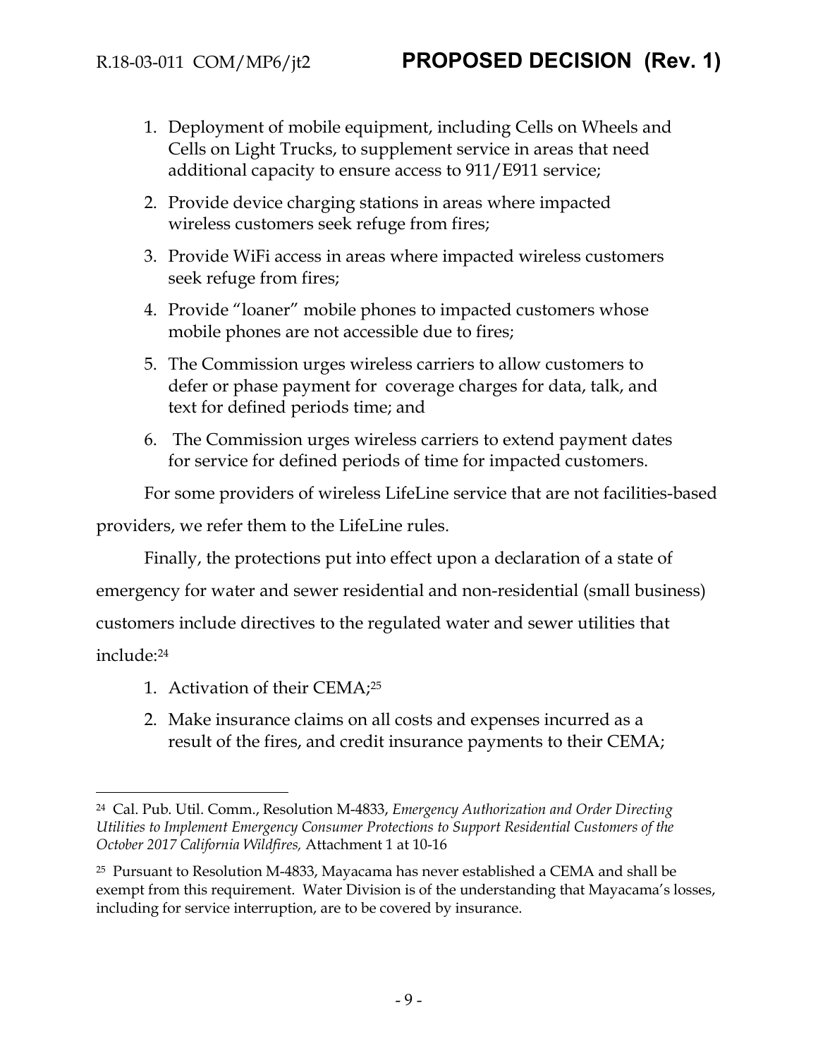1. Deployment of mobile equipment, including Cells on Wheels and Cells on Light Trucks, to supplement service in areas that need additional capacity to ensure access to 911/E911 service;
2. Provide device charging stations in areas where impacted wireless customers seek refuge from fires;
3. Provide WiFi access in areas where impacted wireless customers seek refuge from fires;
4. Provide "loaner" mobile phones to impacted customers whose mobile phones are not accessible due to fires;
5. The Commission urges wireless carriers to allow customers to defer or phase payment for coverage charges for data, talk, and text for defined periods time; and
6. The Commission urges wireless carriers to extend payment dates for service for defined periods of time for impacted customers.

For some providers of wireless LifeLine service that are not facilities-based providers, we refer them to the LifeLine rules.

Finally, the protections put into effect upon a declaration of a state of emergency for water and sewer residential and non-residential (small business) customers include directives to the regulated water and sewer utilities that include:[24]

1. Activation of their CEMA;[25]
2. Make insurance claims on all costs and expenses incurred as a result of the fires, and credit insurance payments to their CEMA;

---

[24] Cal. Pub. Util. Comm., Resolution M-4833, *Emergency Authorization and Order Directing Utilities to Implement Emergency Consumer Protections to Support Residential Customers of the October 2017 California Wildfires,* Attachment 1 at 10-16

[25] Pursuant to Resolution M-4833, Mayacama has never established a CEMA and shall be exempt from this requirement. Water Division is of the understanding that Mayacama's losses, including for service interruption, are to be covered by insurance.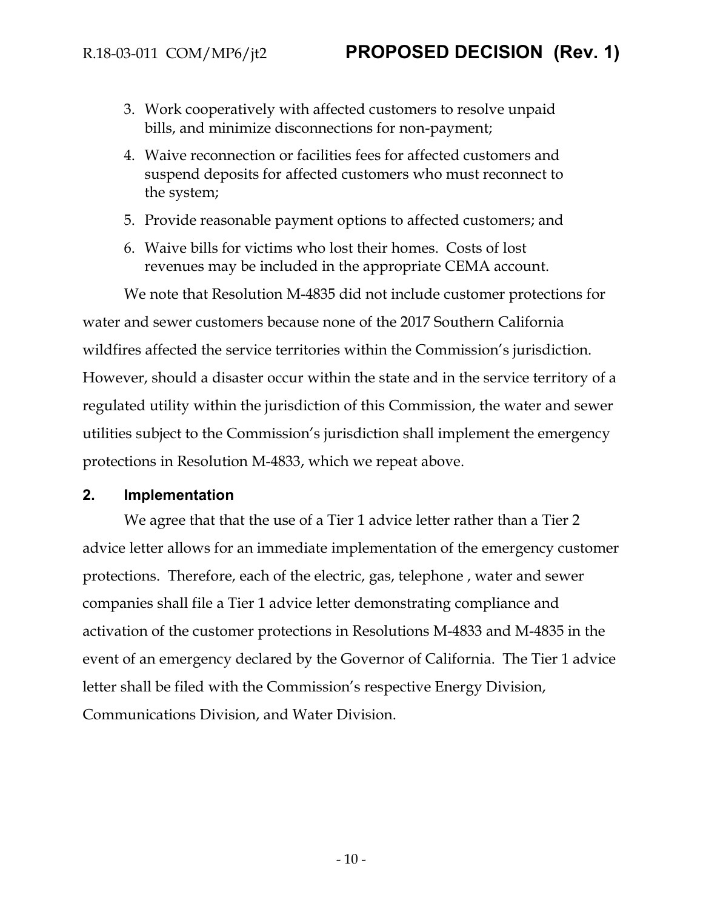3. Work cooperatively with affected customers to resolve unpaid bills, and minimize disconnections for non-payment;
4. Waive reconnection or facilities fees for affected customers and suspend deposits for affected customers who must reconnect to the system;
5. Provide reasonable payment options to affected customers; and
6. Waive bills for victims who lost their homes. Costs of lost revenues may be included in the appropriate CEMA account.

We note that Resolution M-4835 did not include customer protections for water and sewer customers because none of the 2017 Southern California wildfires affected the service territories within the Commission's jurisdiction. However, should a disaster occur within the state and in the service territory of a regulated utility within the jurisdiction of this Commission, the water and sewer utilities subject to the Commission's jurisdiction shall implement the emergency protections in Resolution M-4833, which we repeat above.

## 2. Implementation

We agree that that the use of a Tier 1 advice letter rather than a Tier 2 advice letter allows for an immediate implementation of the emergency customer protections. Therefore, each of the electric, gas, telephone , water and sewer companies shall file a Tier 1 advice letter demonstrating compliance and activation of the customer protections in Resolutions M-4833 and M-4835 in the event of an emergency declared by the Governor of California. The Tier 1 advice letter shall be filed with the Commission's respective Energy Division, Communications Division, and Water Division.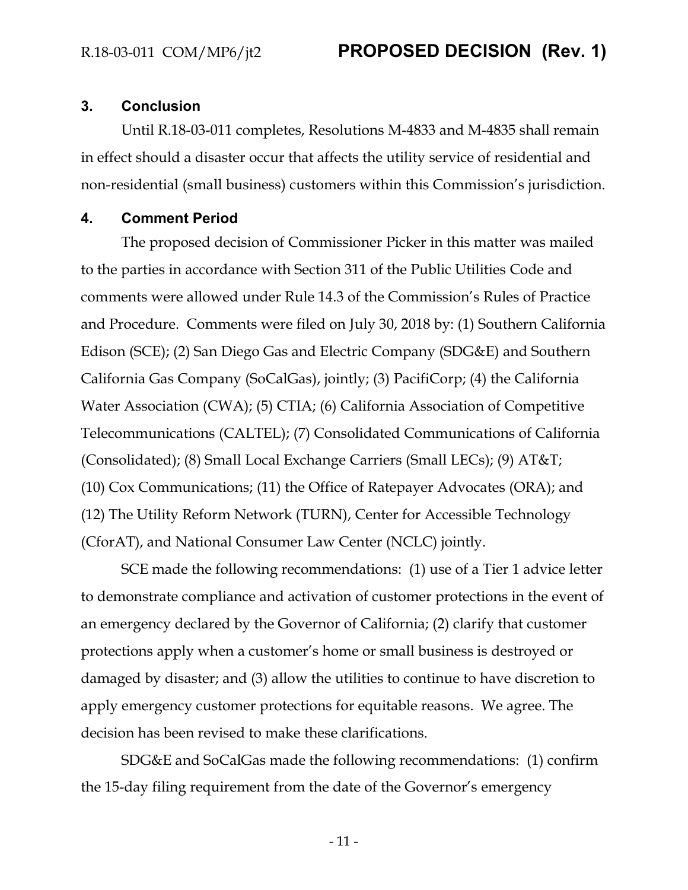## 3. Conclusion

Until R.18-03-011 completes, Resolutions M-4833 and M-4835 shall remain in effect should a disaster occur that affects the utility service of residential and non-residential (small business) customers within this Commission's jurisdiction.

## 4. Comment Period

The proposed decision of Commissioner Picker in this matter was mailed to the parties in accordance with Section 311 of the Public Utilities Code and comments were allowed under Rule 14.3 of the Commission's Rules of Practice and Procedure. Comments were filed on July 30, 2018 by: (1) Southern California Edison (SCE); (2) San Diego Gas and Electric Company (SDG&E) and Southern California Gas Company (SoCalGas), jointly; (3) PacifiCorp; (4) the California Water Association (CWA); (5) CTIA; (6) California Association of Competitive Telecommunications (CALTEL); (7) Consolidated Communications of California (Consolidated); (8) Small Local Exchange Carriers (Small LECs); (9) AT&T; (10) Cox Communications; (11) the Office of Ratepayer Advocates (ORA); and (12) The Utility Reform Network (TURN), Center for Accessible Technology (CforAT), and National Consumer Law Center (NCLC) jointly.

SCE made the following recommendations: (1) use of a Tier 1 advice letter to demonstrate compliance and activation of customer protections in the event of an emergency declared by the Governor of California; (2) clarify that customer protections apply when a customer's home or small business is destroyed or damaged by disaster; and (3) allow the utilities to continue to have discretion to apply emergency customer protections for equitable reasons. We agree. The decision has been revised to make these clarifications.

SDG&E and SoCalGas made the following recommendations: (1) confirm the 15-day filing requirement from the date of the Governor's emergency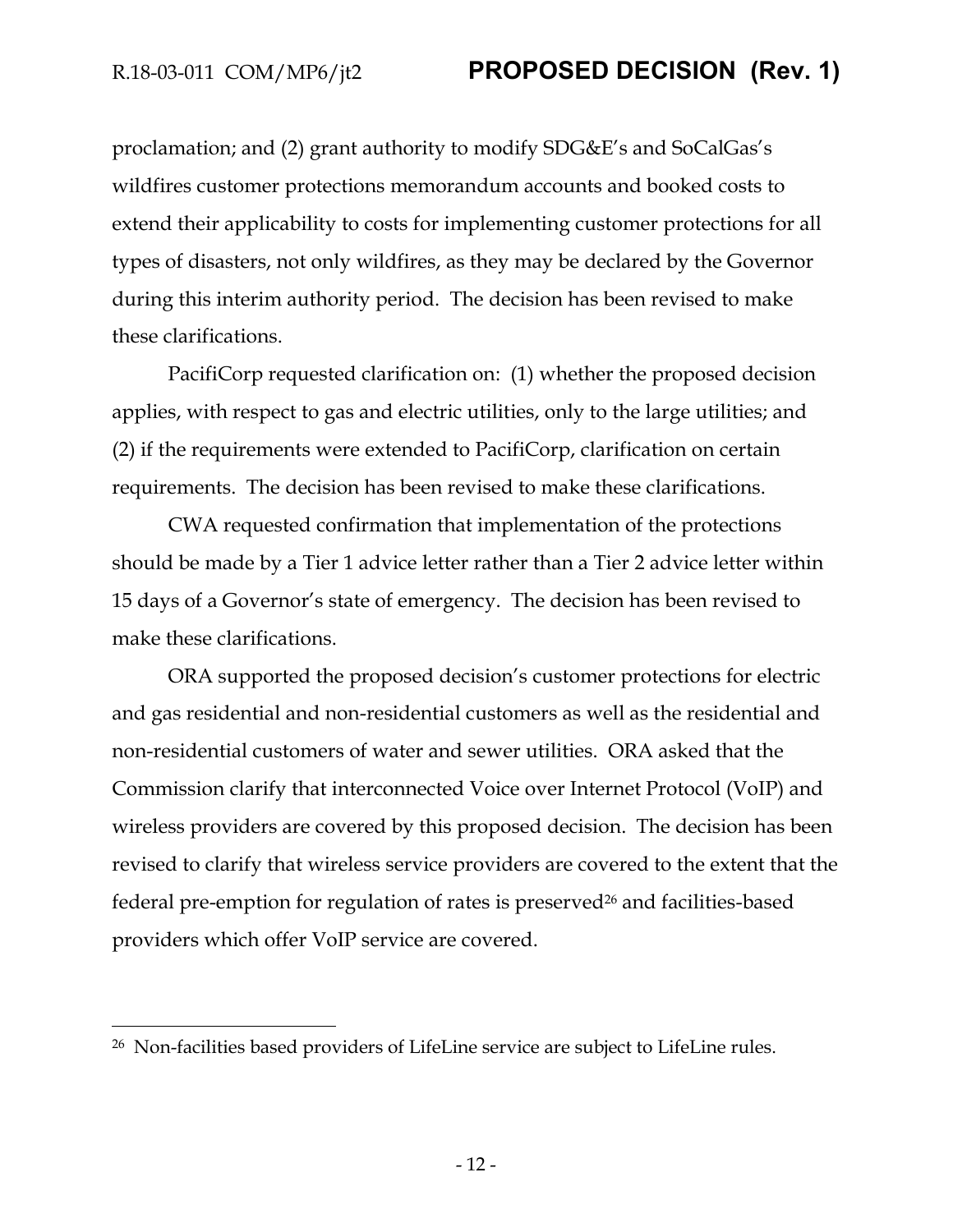proclamation; and (2) grant authority to modify SDG&E's and SoCalGas's wildfires customer protections memorandum accounts and booked costs to extend their applicability to costs for implementing customer protections for all types of disasters, not only wildfires, as they may be declared by the Governor during this interim authority period. The decision has been revised to make these clarifications.

PacifiCorp requested clarification on: (1) whether the proposed decision applies, with respect to gas and electric utilities, only to the large utilities; and (2) if the requirements were extended to PacifiCorp, clarification on certain requirements. The decision has been revised to make these clarifications.

CWA requested confirmation that implementation of the protections should be made by a Tier 1 advice letter rather than a Tier 2 advice letter within 15 days of a Governor's state of emergency. The decision has been revised to make these clarifications.

ORA supported the proposed decision's customer protections for electric and gas residential and non-residential customers as well as the residential and non-residential customers of water and sewer utilities. ORA asked that the Commission clarify that interconnected Voice over Internet Protocol (VoIP) and wireless providers are covered by this proposed decision. The decision has been revised to clarify that wireless service providers are covered to the extent that the federal pre-emption for regulation of rates is preserved[26] and facilities-based providers which offer VoIP service are covered.

---

[26] Non-facilities based providers of LifeLine service are subject to LifeLine rules.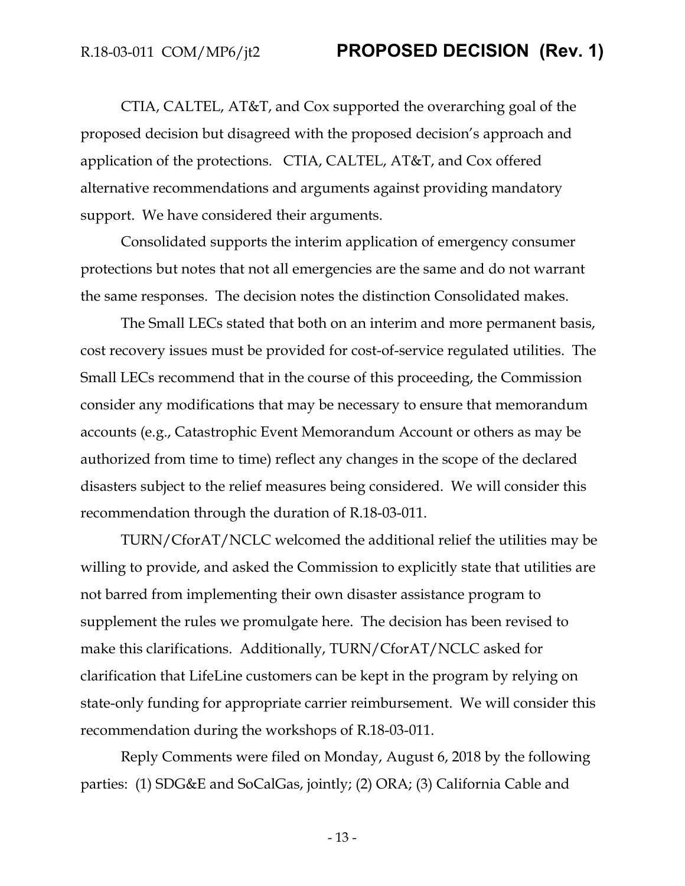CTIA, CALTEL, AT&T, and Cox supported the overarching goal of the proposed decision but disagreed with the proposed decision's approach and application of the protections. CTIA, CALTEL, AT&T, and Cox offered alternative recommendations and arguments against providing mandatory support. We have considered their arguments.

Consolidated supports the interim application of emergency consumer protections but notes that not all emergencies are the same and do not warrant the same responses. The decision notes the distinction Consolidated makes.

The Small LECs stated that both on an interim and more permanent basis, cost recovery issues must be provided for cost-of-service regulated utilities. The Small LECs recommend that in the course of this proceeding, the Commission consider any modifications that may be necessary to ensure that memorandum accounts (e.g., Catastrophic Event Memorandum Account or others as may be authorized from time to time) reflect any changes in the scope of the declared disasters subject to the relief measures being considered. We will consider this recommendation through the duration of R.18-03-011.

TURN/CforAT/NCLC welcomed the additional relief the utilities may be willing to provide, and asked the Commission to explicitly state that utilities are not barred from implementing their own disaster assistance program to supplement the rules we promulgate here. The decision has been revised to make this clarifications. Additionally, TURN/CforAT/NCLC asked for clarification that LifeLine customers can be kept in the program by relying on state-only funding for appropriate carrier reimbursement. We will consider this recommendation during the workshops of R.18-03-011.

Reply Comments were filed on Monday, August 6, 2018 by the following parties: (1) SDG&E and SoCalGas, jointly; (2) ORA; (3) California Cable and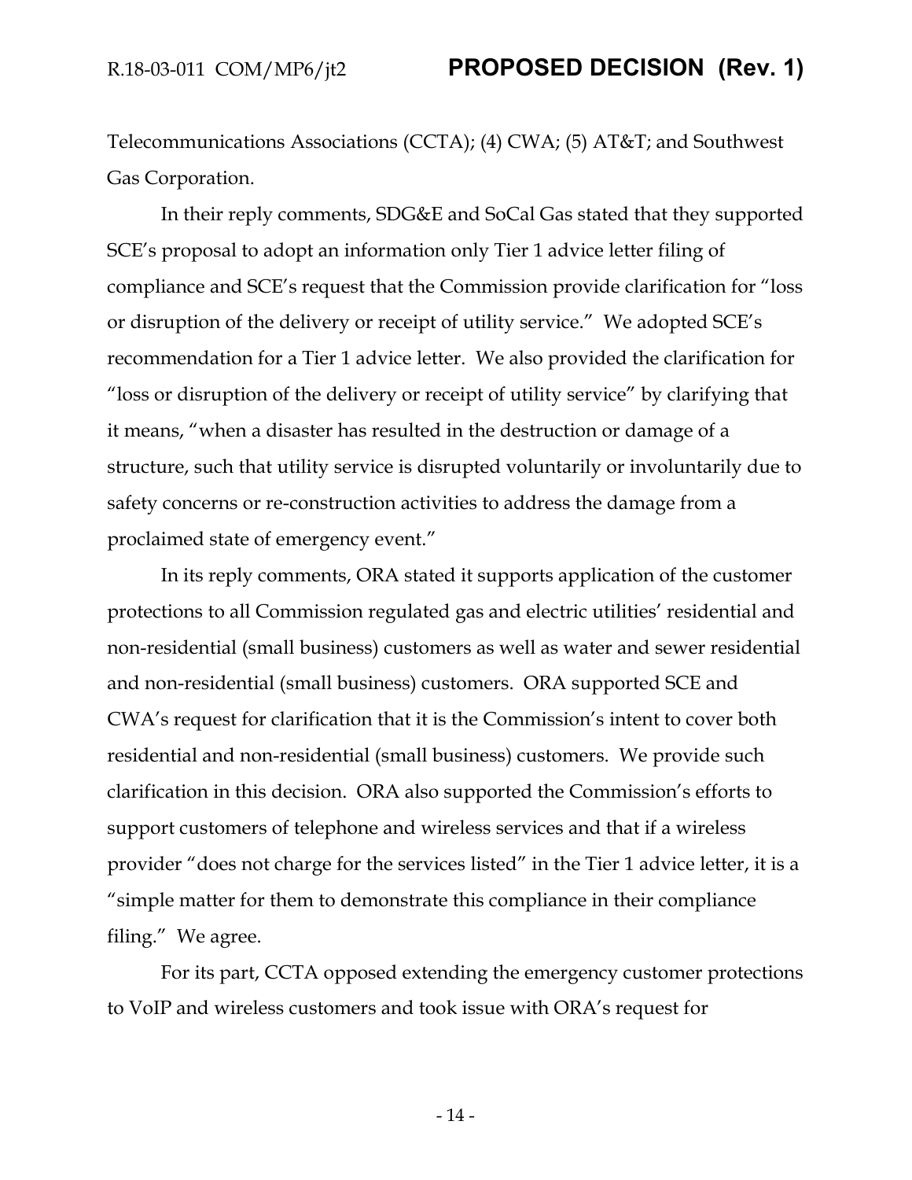Telecommunications Associations (CCTA); (4) CWA; (5) AT&T; and Southwest Gas Corporation.

In their reply comments, SDG&E and SoCal Gas stated that they supported SCE's proposal to adopt an information only Tier 1 advice letter filing of compliance and SCE's request that the Commission provide clarification for "loss or disruption of the delivery or receipt of utility service." We adopted SCE's recommendation for a Tier 1 advice letter. We also provided the clarification for "loss or disruption of the delivery or receipt of utility service" by clarifying that it means, "when a disaster has resulted in the destruction or damage of a structure, such that utility service is disrupted voluntarily or involuntarily due to safety concerns or re-construction activities to address the damage from a proclaimed state of emergency event."

In its reply comments, ORA stated it supports application of the customer protections to all Commission regulated gas and electric utilities' residential and non-residential (small business) customers as well as water and sewer residential and non-residential (small business) customers. ORA supported SCE and CWA's request for clarification that it is the Commission's intent to cover both residential and non-residential (small business) customers. We provide such clarification in this decision. ORA also supported the Commission's efforts to support customers of telephone and wireless services and that if a wireless provider "does not charge for the services listed" in the Tier 1 advice letter, it is a "simple matter for them to demonstrate this compliance in their compliance filing." We agree.

For its part, CCTA opposed extending the emergency customer protections to VoIP and wireless customers and took issue with ORA's request for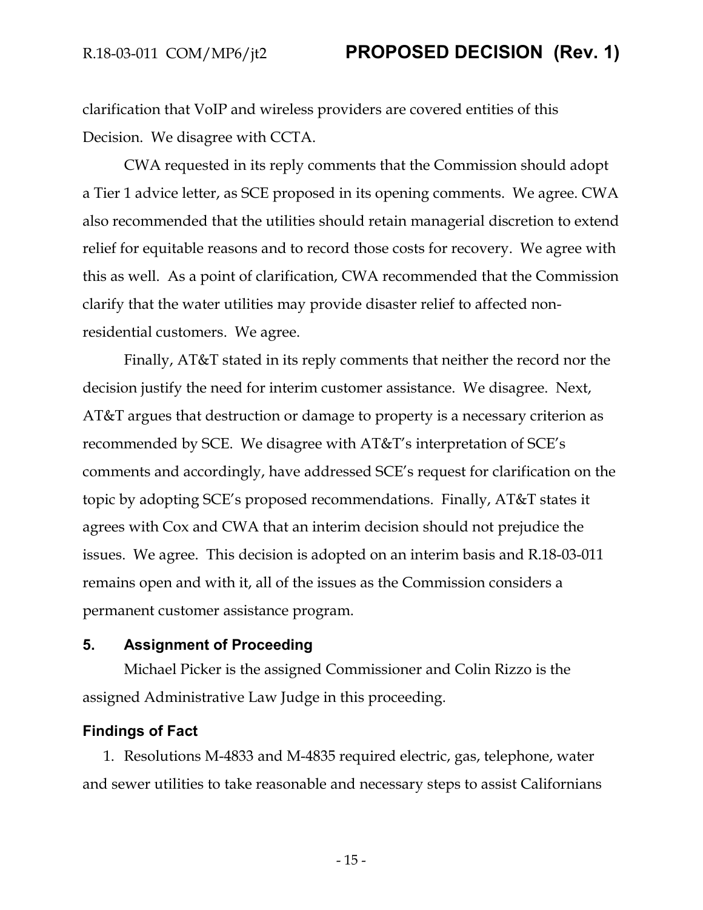clarification that VoIP and wireless providers are covered entities of this Decision. We disagree with CCTA.

CWA requested in its reply comments that the Commission should adopt a Tier 1 advice letter, as SCE proposed in its opening comments. We agree. CWA also recommended that the utilities should retain managerial discretion to extend relief for equitable reasons and to record those costs for recovery. We agree with this as well. As a point of clarification, CWA recommended that the Commission clarify that the water utilities may provide disaster relief to affected non-residential customers. We agree.

Finally, AT&T stated in its reply comments that neither the record nor the decision justify the need for interim customer assistance. We disagree. Next, AT&T argues that destruction or damage to property is a necessary criterion as recommended by SCE. We disagree with AT&T's interpretation of SCE's comments and accordingly, have addressed SCE's request for clarification on the topic by adopting SCE's proposed recommendations. Finally, AT&T states it agrees with Cox and CWA that an interim decision should not prejudice the issues. We agree. This decision is adopted on an interim basis and R.18-03-011 remains open and with it, all of the issues as the Commission considers a permanent customer assistance program.

## 5. Assignment of Proceeding

Michael Picker is the assigned Commissioner and Colin Rizzo is the assigned Administrative Law Judge in this proceeding.

## Findings of Fact

1. Resolutions M-4833 and M-4835 required electric, gas, telephone, water and sewer utilities to take reasonable and necessary steps to assist Californians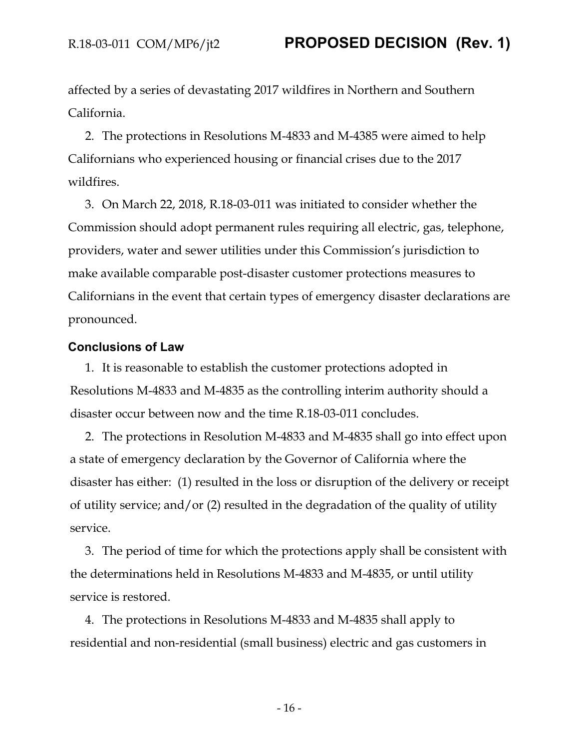affected by a series of devastating 2017 wildfires in Northern and Southern California.

2. The protections in Resolutions M-4833 and M-4385 were aimed to help Californians who experienced housing or financial crises due to the 2017 wildfires.

3. On March 22, 2018, R.18-03-011 was initiated to consider whether the Commission should adopt permanent rules requiring all electric, gas, telephone, providers, water and sewer utilities under this Commission's jurisdiction to make available comparable post-disaster customer protections measures to Californians in the event that certain types of emergency disaster declarations are pronounced.

### Conclusions of Law

1. It is reasonable to establish the customer protections adopted in Resolutions M-4833 and M-4835 as the controlling interim authority should a disaster occur between now and the time R.18-03-011 concludes.

2. The protections in Resolution M-4833 and M-4835 shall go into effect upon a state of emergency declaration by the Governor of California where the disaster has either: (1) resulted in the loss or disruption of the delivery or receipt of utility service; and/or (2) resulted in the degradation of the quality of utility service.

3. The period of time for which the protections apply shall be consistent with the determinations held in Resolutions M-4833 and M-4835, or until utility service is restored.

4. The protections in Resolutions M-4833 and M-4835 shall apply to residential and non-residential (small business) electric and gas customers in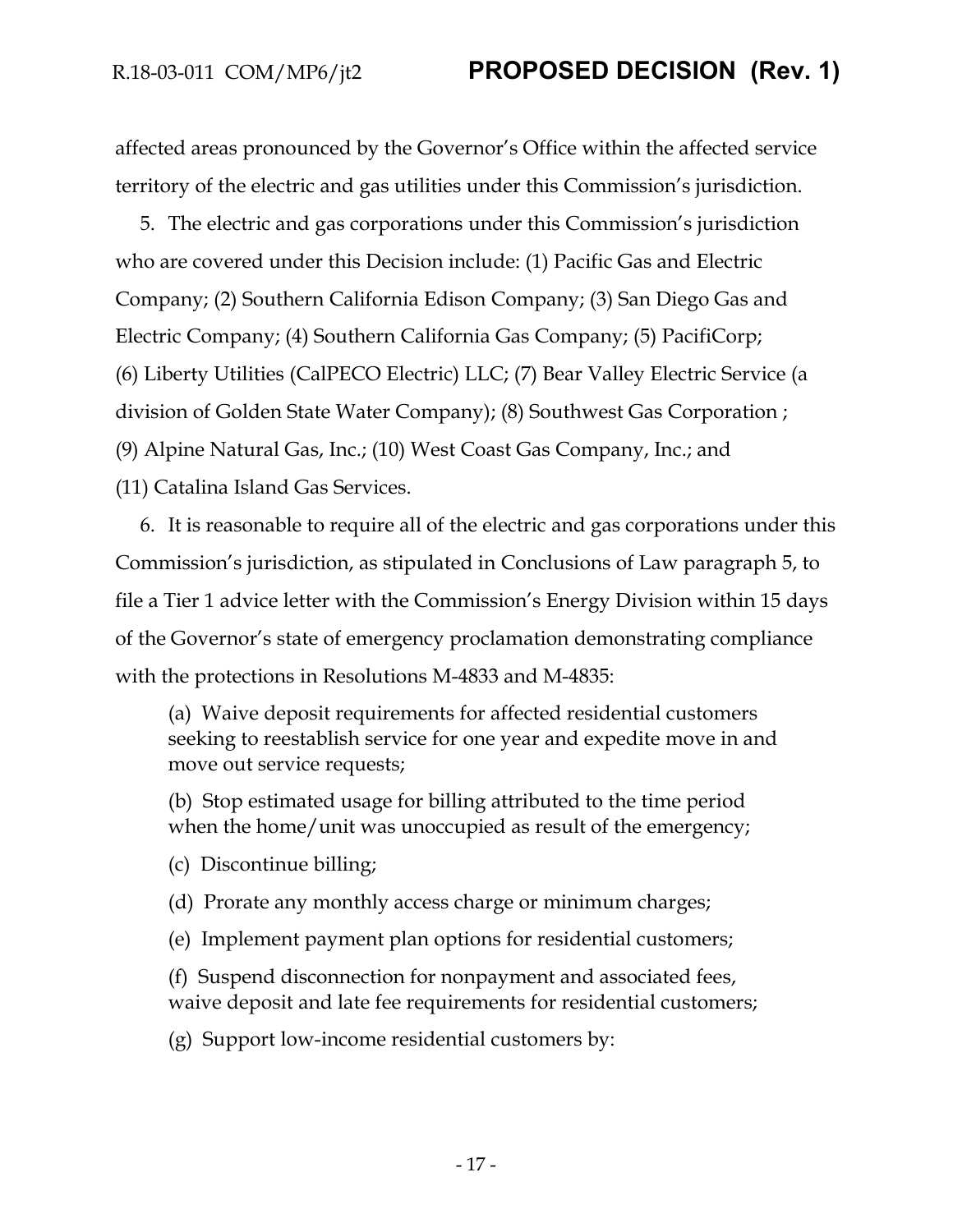affected areas pronounced by the Governor's Office within the affected service territory of the electric and gas utilities under this Commission's jurisdiction.

5. The electric and gas corporations under this Commission's jurisdiction who are covered under this Decision include: (1) Pacific Gas and Electric Company; (2) Southern California Edison Company; (3) San Diego Gas and Electric Company; (4) Southern California Gas Company; (5) PacifiCorp; (6) Liberty Utilities (CalPECO Electric) LLC; (7) Bear Valley Electric Service (a division of Golden State Water Company); (8) Southwest Gas Corporation ; (9) Alpine Natural Gas, Inc.; (10) West Coast Gas Company, Inc.; and (11) Catalina Island Gas Services.

6. It is reasonable to require all of the electric and gas corporations under this Commission's jurisdiction, as stipulated in Conclusions of Law paragraph 5, to file a Tier 1 advice letter with the Commission's Energy Division within 15 days of the Governor's state of emergency proclamation demonstrating compliance with the protections in Resolutions M-4833 and M-4835:

(a) Waive deposit requirements for affected residential customers seeking to reestablish service for one year and expedite move in and move out service requests;

(b) Stop estimated usage for billing attributed to the time period when the home/unit was unoccupied as result of the emergency;

(c) Discontinue billing;

(d) Prorate any monthly access charge or minimum charges;

(e) Implement payment plan options for residential customers;

(f) Suspend disconnection for nonpayment and associated fees, waive deposit and late fee requirements for residential customers;

(g) Support low-income residential customers by: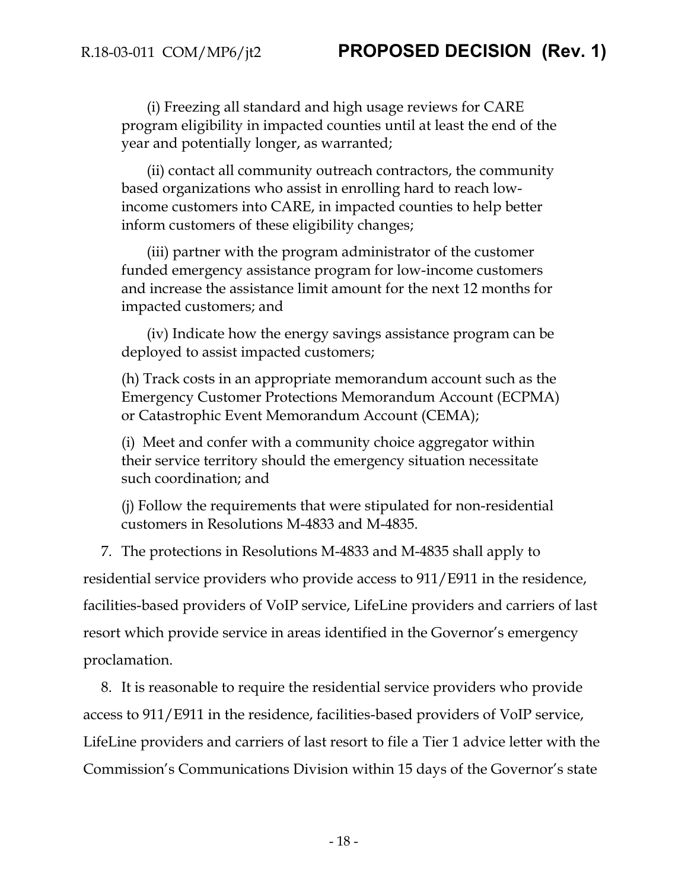(i) Freezing all standard and high usage reviews for CARE program eligibility in impacted counties until at least the end of the year and potentially longer, as warranted;

(ii) contact all community outreach contractors, the community based organizations who assist in enrolling hard to reach low-income customers into CARE, in impacted counties to help better inform customers of these eligibility changes;

(iii) partner with the program administrator of the customer funded emergency assistance program for low-income customers and increase the assistance limit amount for the next 12 months for impacted customers; and

(iv) Indicate how the energy savings assistance program can be deployed to assist impacted customers;

(h) Track costs in an appropriate memorandum account such as the Emergency Customer Protections Memorandum Account (ECPMA) or Catastrophic Event Memorandum Account (CEMA);

(i) Meet and confer with a community choice aggregator within their service territory should the emergency situation necessitate such coordination; and

(j) Follow the requirements that were stipulated for non-residential customers in Resolutions M-4833 and M-4835.

7. The protections in Resolutions M-4833 and M-4835 shall apply to residential service providers who provide access to 911/E911 in the residence, facilities-based providers of VoIP service, LifeLine providers and carriers of last resort which provide service in areas identified in the Governor's emergency proclamation.

8. It is reasonable to require the residential service providers who provide access to 911/E911 in the residence, facilities-based providers of VoIP service, LifeLine providers and carriers of last resort to file a Tier 1 advice letter with the Commission's Communications Division within 15 days of the Governor's state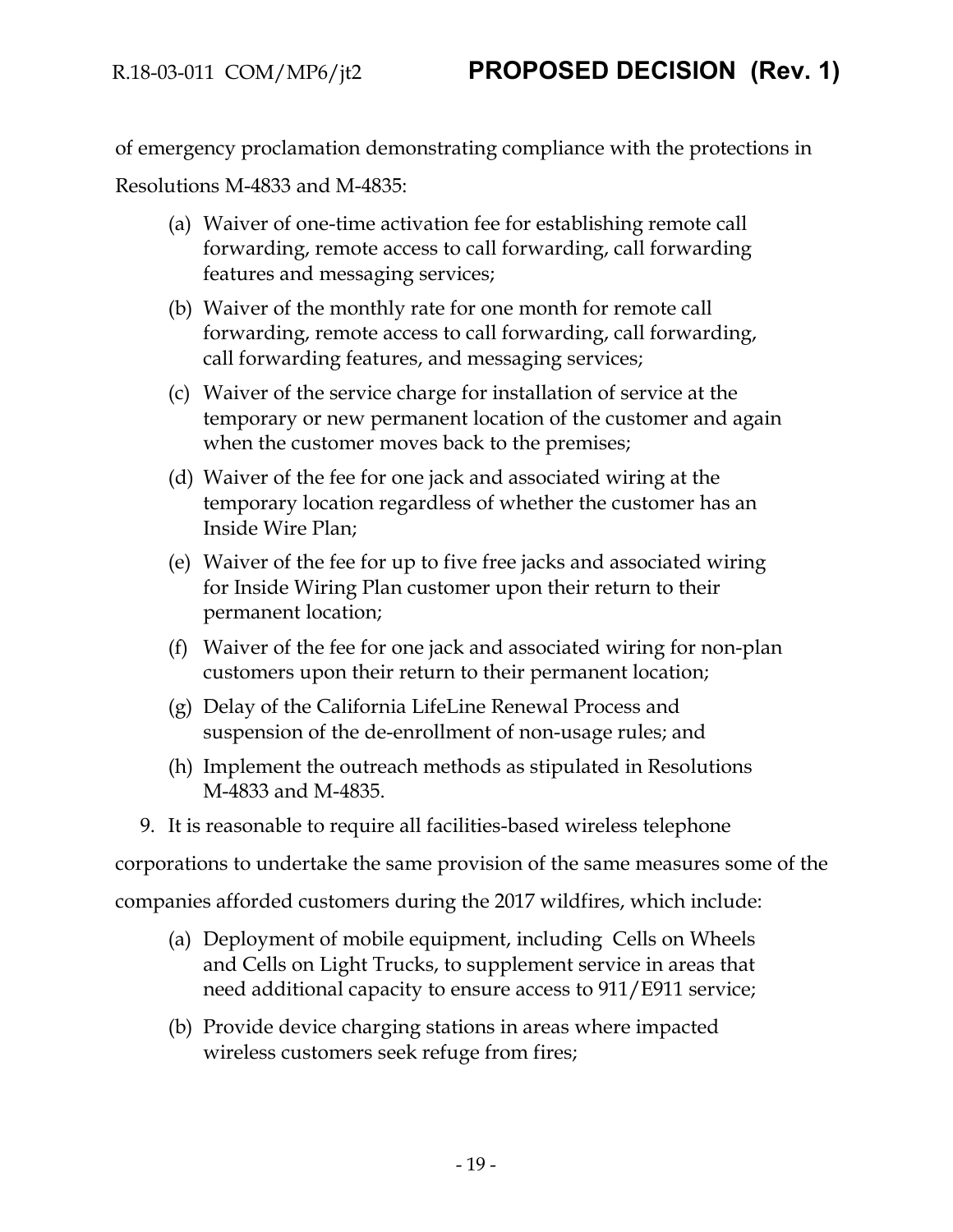of emergency proclamation demonstrating compliance with the protections in Resolutions M-4833 and M-4835:

(a) Waiver of one-time activation fee for establishing remote call forwarding, remote access to call forwarding, call forwarding features and messaging services;

(b) Waiver of the monthly rate for one month for remote call forwarding, remote access to call forwarding, call forwarding, call forwarding features, and messaging services;

(c) Waiver of the service charge for installation of service at the temporary or new permanent location of the customer and again when the customer moves back to the premises;

(d) Waiver of the fee for one jack and associated wiring at the temporary location regardless of whether the customer has an Inside Wire Plan;

(e) Waiver of the fee for up to five free jacks and associated wiring for Inside Wiring Plan customer upon their return to their permanent location;

(f) Waiver of the fee for one jack and associated wiring for non-plan customers upon their return to their permanent location;

(g) Delay of the California LifeLine Renewal Process and suspension of the de-enrollment of non-usage rules; and

(h) Implement the outreach methods as stipulated in Resolutions M-4833 and M-4835.

9. It is reasonable to require all facilities-based wireless telephone corporations to undertake the same provision of the same measures some of the companies afforded customers during the 2017 wildfires, which include:

(a) Deployment of mobile equipment, including Cells on Wheels and Cells on Light Trucks, to supplement service in areas that need additional capacity to ensure access to 911/E911 service;

(b) Provide device charging stations in areas where impacted wireless customers seek refuge from fires;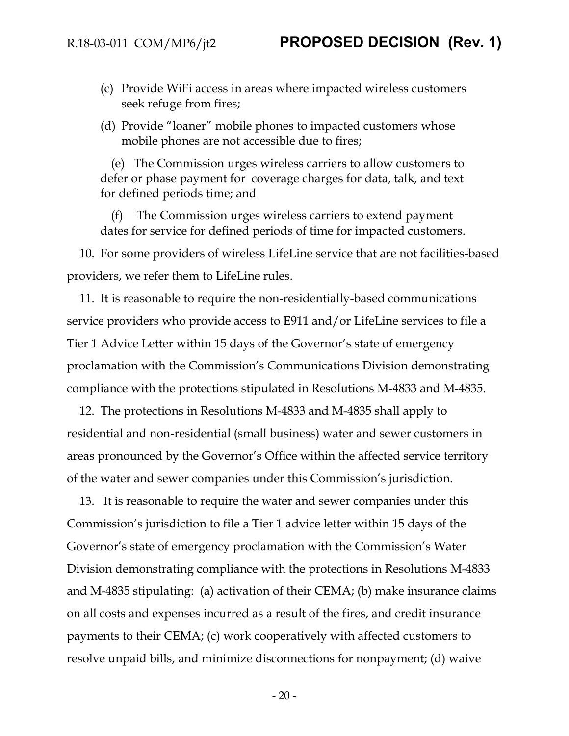(c) Provide WiFi access in areas where impacted wireless customers seek refuge from fires;

(d) Provide "loaner" mobile phones to impacted customers whose mobile phones are not accessible due to fires;

(e) The Commission urges wireless carriers to allow customers to defer or phase payment for coverage charges for data, talk, and text for defined periods time; and

(f) The Commission urges wireless carriers to extend payment dates for service for defined periods of time for impacted customers.

10. For some providers of wireless LifeLine service that are not facilities-based providers, we refer them to LifeLine rules.

11. It is reasonable to require the non-residentially-based communications service providers who provide access to E911 and/or LifeLine services to file a Tier 1 Advice Letter within 15 days of the Governor's state of emergency proclamation with the Commission's Communications Division demonstrating compliance with the protections stipulated in Resolutions M-4833 and M-4835.

12. The protections in Resolutions M-4833 and M-4835 shall apply to residential and non-residential (small business) water and sewer customers in areas pronounced by the Governor's Office within the affected service territory of the water and sewer companies under this Commission's jurisdiction.

13. It is reasonable to require the water and sewer companies under this Commission's jurisdiction to file a Tier 1 advice letter within 15 days of the Governor's state of emergency proclamation with the Commission's Water Division demonstrating compliance with the protections in Resolutions M-4833 and M-4835 stipulating: (a) activation of their CEMA; (b) make insurance claims on all costs and expenses incurred as a result of the fires, and credit insurance payments to their CEMA; (c) work cooperatively with affected customers to resolve unpaid bills, and minimize disconnections for nonpayment; (d) waive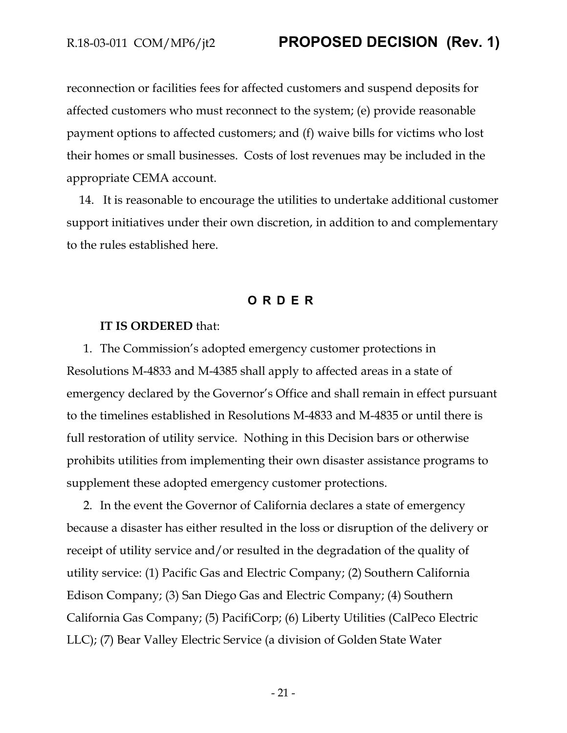reconnection or facilities fees for affected customers and suspend deposits for affected customers who must reconnect to the system; (e) provide reasonable payment options to affected customers; and (f) waive bills for victims who lost their homes or small businesses. Costs of lost revenues may be included in the appropriate CEMA account.

14. It is reasonable to encourage the utilities to undertake additional customer support initiatives under their own discretion, in addition to and complementary to the rules established here.

## O R D E R

**IT IS ORDERED** that:

1. The Commission's adopted emergency customer protections in Resolutions M-4833 and M-4385 shall apply to affected areas in a state of emergency declared by the Governor's Office and shall remain in effect pursuant to the timelines established in Resolutions M-4833 and M-4835 or until there is full restoration of utility service. Nothing in this Decision bars or otherwise prohibits utilities from implementing their own disaster assistance programs to supplement these adopted emergency customer protections.

2. In the event the Governor of California declares a state of emergency because a disaster has either resulted in the loss or disruption of the delivery or receipt of utility service and/or resulted in the degradation of the quality of utility service: (1) Pacific Gas and Electric Company; (2) Southern California Edison Company; (3) San Diego Gas and Electric Company; (4) Southern California Gas Company; (5) PacifiCorp; (6) Liberty Utilities (CalPeco Electric LLC); (7) Bear Valley Electric Service (a division of Golden State Water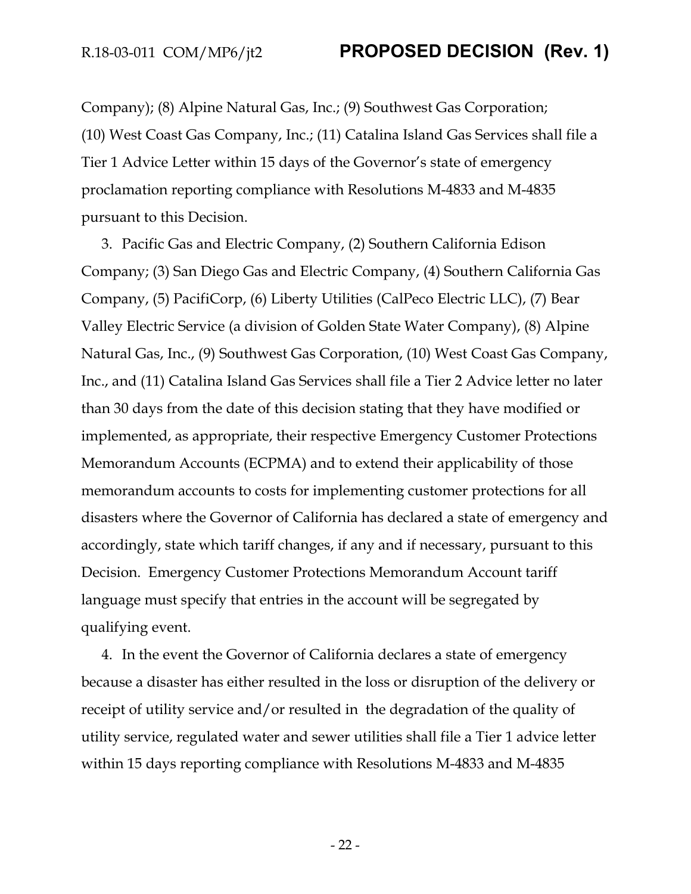Company); (8) Alpine Natural Gas, Inc.; (9) Southwest Gas Corporation; (10) West Coast Gas Company, Inc.; (11) Catalina Island Gas Services shall file a Tier 1 Advice Letter within 15 days of the Governor's state of emergency proclamation reporting compliance with Resolutions M-4833 and M-4835 pursuant to this Decision.

3. Pacific Gas and Electric Company, (2) Southern California Edison Company; (3) San Diego Gas and Electric Company, (4) Southern California Gas Company, (5) PacifiCorp, (6) Liberty Utilities (CalPeco Electric LLC), (7) Bear Valley Electric Service (a division of Golden State Water Company), (8) Alpine Natural Gas, Inc., (9) Southwest Gas Corporation, (10) West Coast Gas Company, Inc., and (11) Catalina Island Gas Services shall file a Tier 2 Advice letter no later than 30 days from the date of this decision stating that they have modified or implemented, as appropriate, their respective Emergency Customer Protections Memorandum Accounts (ECPMA) and to extend their applicability of those memorandum accounts to costs for implementing customer protections for all disasters where the Governor of California has declared a state of emergency and accordingly, state which tariff changes, if any and if necessary, pursuant to this Decision. Emergency Customer Protections Memorandum Account tariff language must specify that entries in the account will be segregated by qualifying event.

4. In the event the Governor of California declares a state of emergency because a disaster has either resulted in the loss or disruption of the delivery or receipt of utility service and/or resulted in the degradation of the quality of utility service, regulated water and sewer utilities shall file a Tier 1 advice letter within 15 days reporting compliance with Resolutions M-4833 and M-4835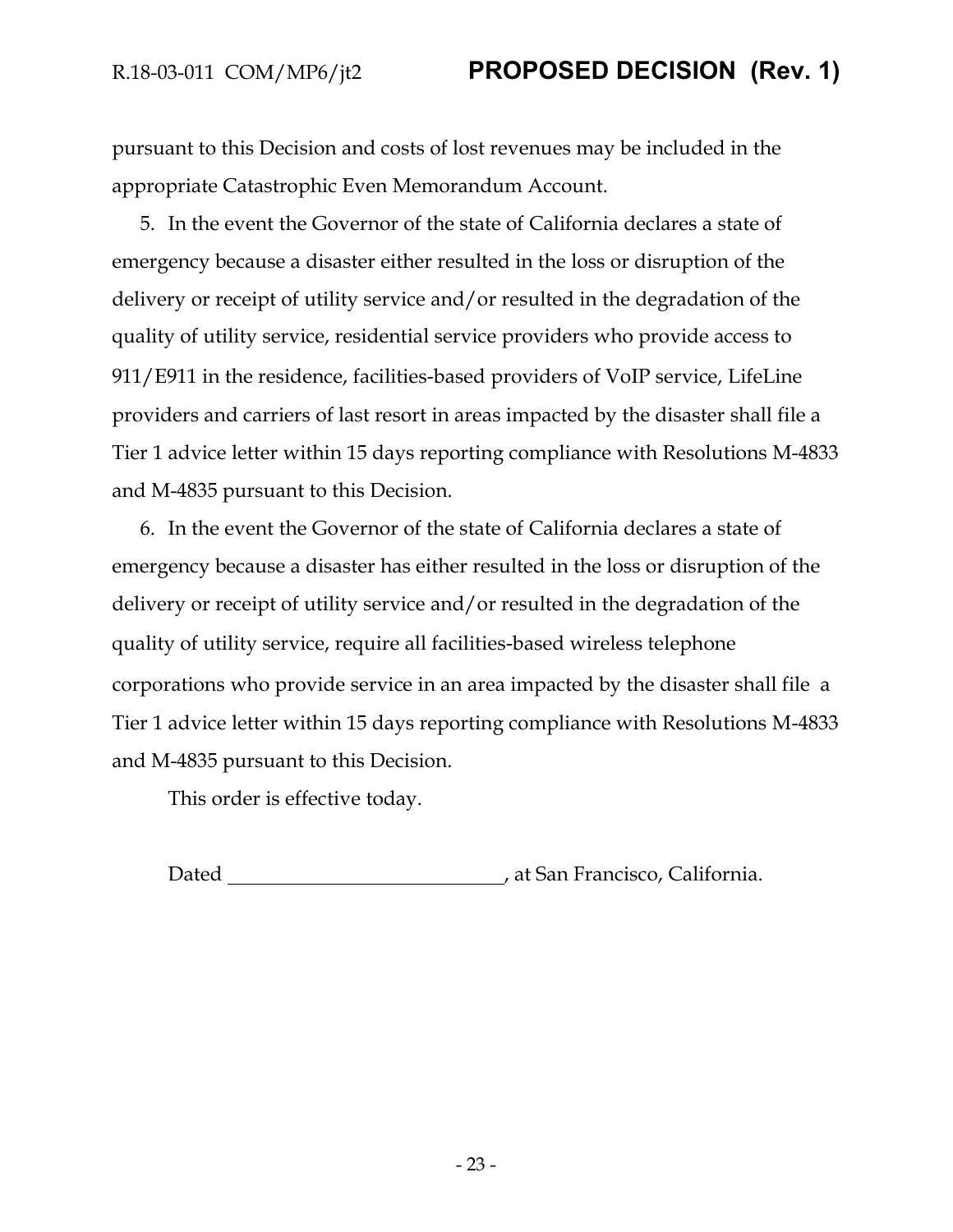pursuant to this Decision and costs of lost revenues may be included in the appropriate Catastrophic Even Memorandum Account.

5. In the event the Governor of the state of California declares a state of emergency because a disaster either resulted in the loss or disruption of the delivery or receipt of utility service and/or resulted in the degradation of the quality of utility service, residential service providers who provide access to 911/E911 in the residence, facilities-based providers of VoIP service, LifeLine providers and carriers of last resort in areas impacted by the disaster shall file a Tier 1 advice letter within 15 days reporting compliance with Resolutions M-4833 and M-4835 pursuant to this Decision.

6. In the event the Governor of the state of California declares a state of emergency because a disaster has either resulted in the loss or disruption of the delivery or receipt of utility service and/or resulted in the degradation of the quality of utility service, require all facilities-based wireless telephone corporations who provide service in an area impacted by the disaster shall file a Tier 1 advice letter within 15 days reporting compliance with Resolutions M-4833 and M-4835 pursuant to this Decision.

This order is effective today.

Dated ____________________________, at San Francisco, California.